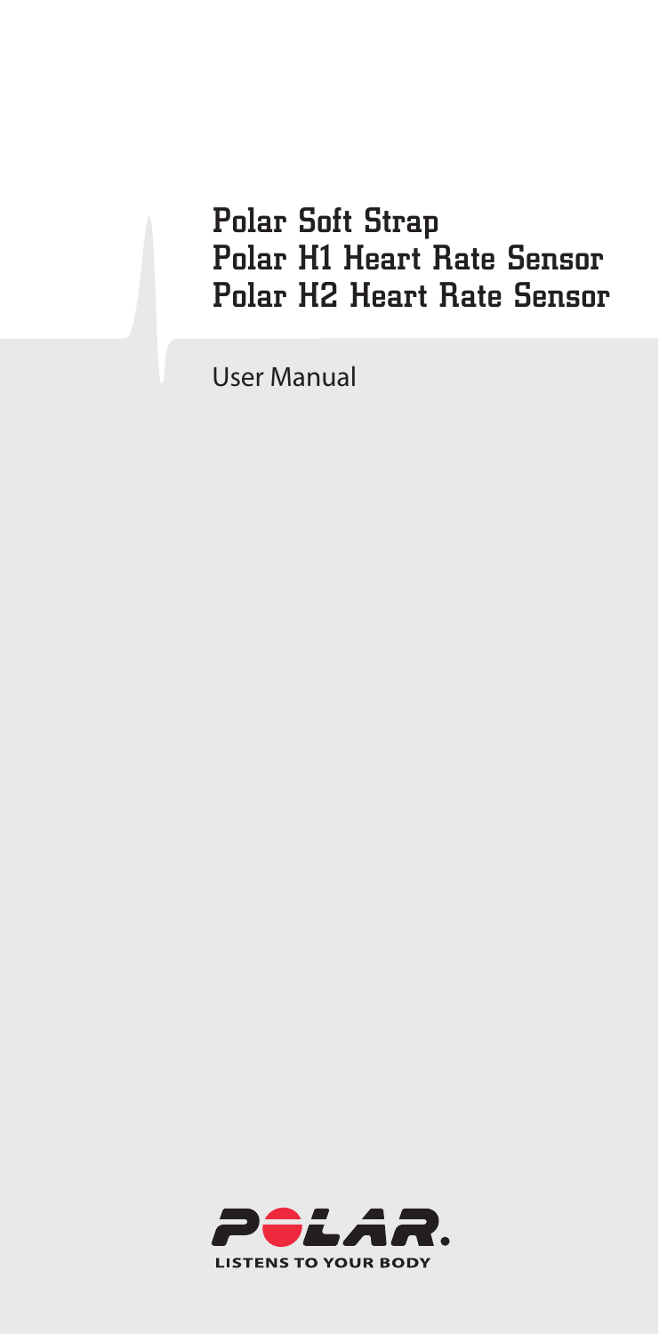# Polar Soft Strap
# Polar H1 Heart Rate Sensor
# Polar H2 Heart Rate Sensor

User Manual

POLAR.
LISTENS TO YOUR BODY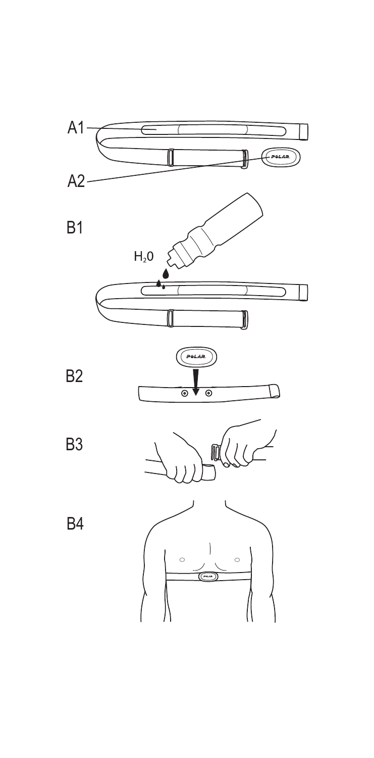A1

A2

B1

$H_2O$

B2

B3

B4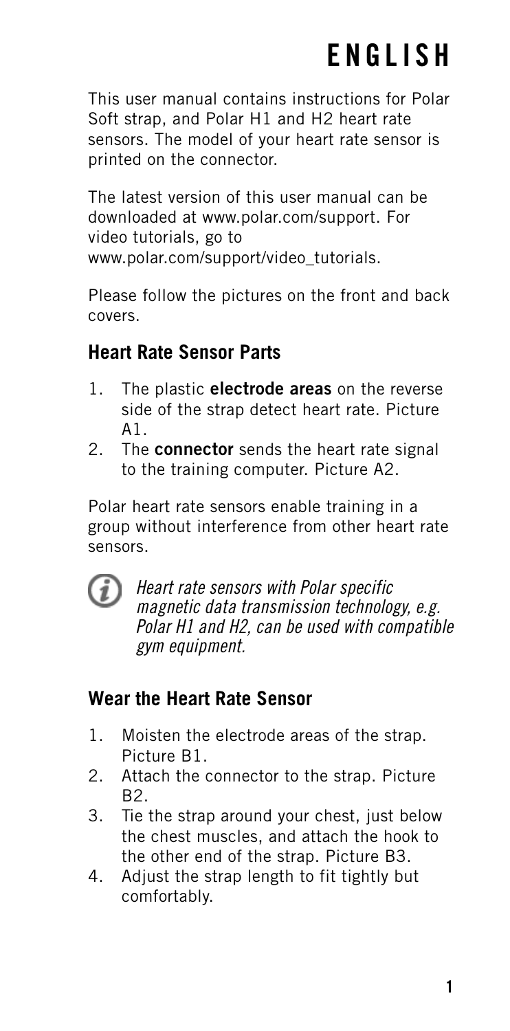# ENGLISH

This user manual contains instructions for Polar Soft strap, and Polar H1 and H2 heart rate sensors. The model of your heart rate sensor is printed on the connector.

The latest version of this user manual can be downloaded at www.polar.com/support. For video tutorials, go to www.polar.com/support/video_tutorials.

Please follow the pictures on the front and back covers.

## Heart Rate Sensor Parts

1. The plastic **electrode areas** on the reverse side of the strap detect heart rate. Picture A1.
2. The **connector** sends the heart rate signal to the training computer. Picture A2.

Polar heart rate sensors enable training in a group without interference from other heart rate sensors.

*Heart rate sensors with Polar specific magnetic data transmission technology, e.g. Polar H1 and H2, can be used with compatible gym equipment.*

## Wear the Heart Rate Sensor

1. Moisten the electrode areas of the strap. Picture B1.
2. Attach the connector to the strap. Picture B2.
3. Tie the strap around your chest, just below the chest muscles, and attach the hook to the other end of the strap. Picture B3.
4. Adjust the strap length to fit tightly but comfortably.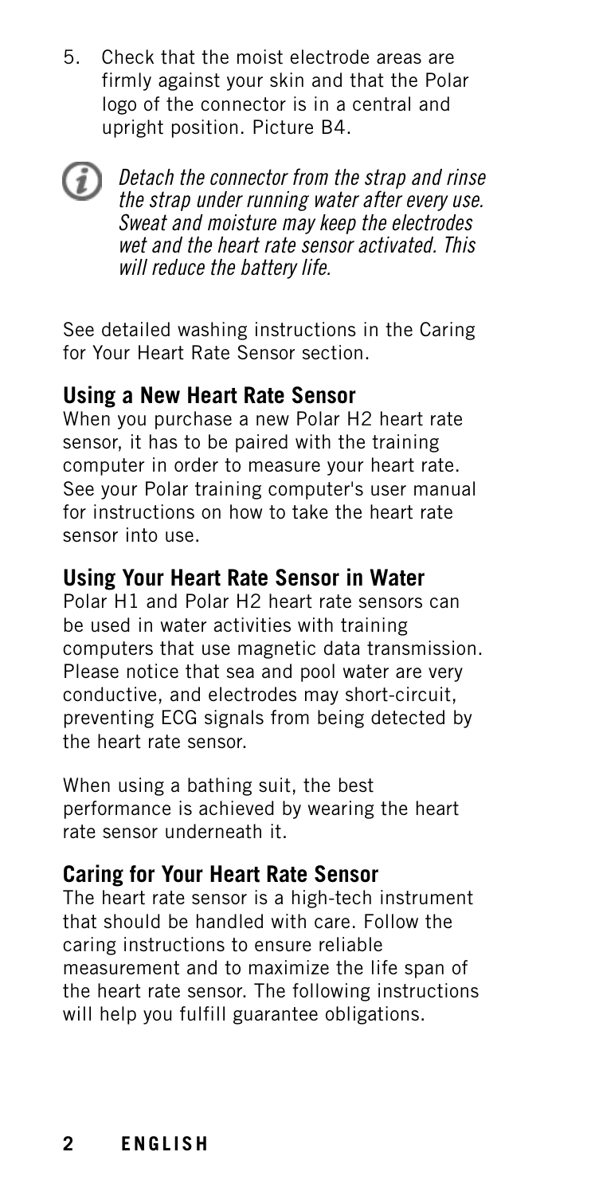5. Check that the moist electrode areas are firmly against your skin and that the Polar logo of the connector is in a central and upright position. Picture B4.

*Detach the connector from the strap and rinse the strap under running water after every use. Sweat and moisture may keep the electrodes wet and the heart rate sensor activated. This will reduce the battery life.*

See detailed washing instructions in the Caring for Your Heart Rate Sensor section.

### Using a New Heart Rate Sensor

When you purchase a new Polar H2 heart rate sensor, it has to be paired with the training computer in order to measure your heart rate. See your Polar training computer's user manual for instructions on how to take the heart rate sensor into use.

### Using Your Heart Rate Sensor in Water

Polar H1 and Polar H2 heart rate sensors can be used in water activities with training computers that use magnetic data transmission. Please notice that sea and pool water are very conductive, and electrodes may short-circuit, preventing ECG signals from being detected by the heart rate sensor.

When using a bathing suit, the best performance is achieved by wearing the heart rate sensor underneath it.

### Caring for Your Heart Rate Sensor

The heart rate sensor is a high-tech instrument that should be handled with care. Follow the caring instructions to ensure reliable measurement and to maximize the life span of the heart rate sensor. The following instructions will help you fulfill guarantee obligations.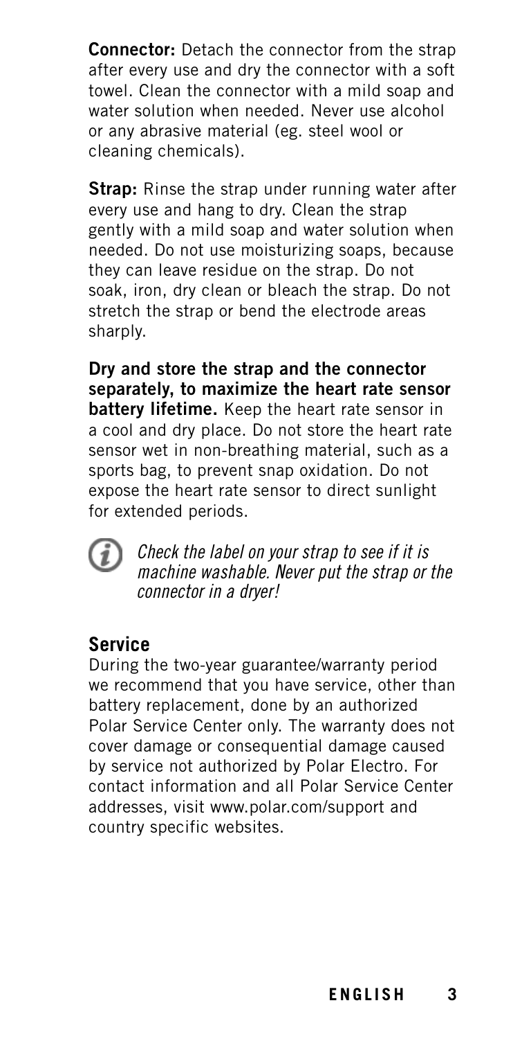**Connector:** Detach the connector from the strap after every use and dry the connector with a soft towel. Clean the connector with a mild soap and water solution when needed. Never use alcohol or any abrasive material (eg. steel wool or cleaning chemicals).

**Strap:** Rinse the strap under running water after every use and hang to dry. Clean the strap gently with a mild soap and water solution when needed. Do not use moisturizing soaps, because they can leave residue on the strap. Do not soak, iron, dry clean or bleach the strap. Do not stretch the strap or bend the electrode areas sharply.

**Dry and store the strap and the connector separately, to maximize the heart rate sensor battery lifetime.** Keep the heart rate sensor in a cool and dry place. Do not store the heart rate sensor wet in non-breathing material, such as a sports bag, to prevent snap oxidation. Do not expose the heart rate sensor to direct sunlight for extended periods.

*Check the label on your strap to see if it is machine washable. Never put the strap or the connector in a dryer!*

## Service

During the two-year guarantee/warranty period we recommend that you have service, other than battery replacement, done by an authorized Polar Service Center only. The warranty does not cover damage or consequential damage caused by service not authorized by Polar Electro. For contact information and all Polar Service Center addresses, visit www.polar.com/support and country specific websites.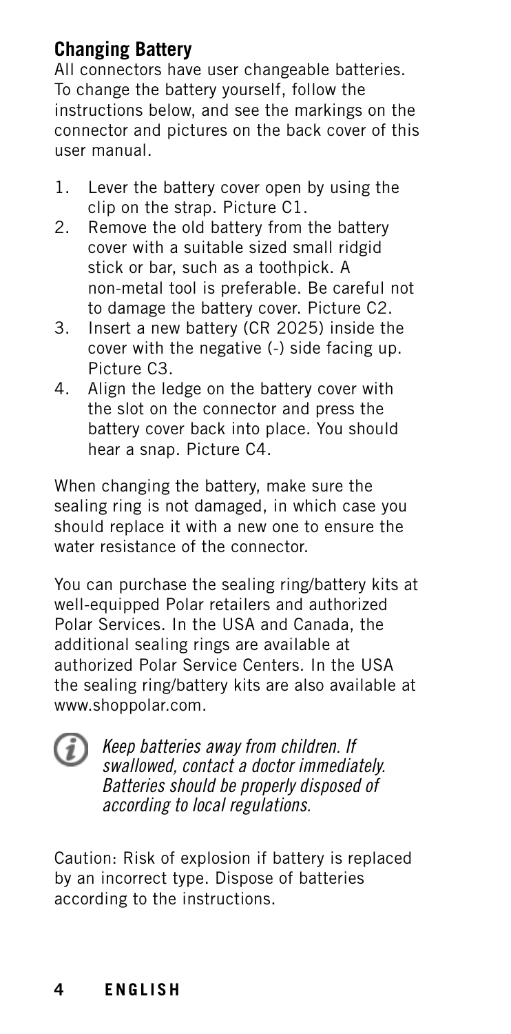## Changing Battery

All connectors have user changeable batteries. To change the battery yourself, follow the instructions below, and see the markings on the connector and pictures on the back cover of this user manual.

1. Lever the battery cover open by using the clip on the strap. Picture C1.
2. Remove the old battery from the battery cover with a suitable sized small ridgid stick or bar, such as a toothpick. A non-metal tool is preferable. Be careful not to damage the battery cover. Picture C2.
3. Insert a new battery (CR 2025) inside the cover with the negative (-) side facing up. Picture C3.
4. Align the ledge on the battery cover with the slot on the connector and press the battery cover back into place. You should hear a snap. Picture C4.

When changing the battery, make sure the sealing ring is not damaged, in which case you should replace it with a new one to ensure the water resistance of the connector.

You can purchase the sealing ring/battery kits at well-equipped Polar retailers and authorized Polar Services. In the USA and Canada, the additional sealing rings are available at authorized Polar Service Centers. In the USA the sealing ring/battery kits are also available at www.shoppolar.com.

*Keep batteries away from children. If swallowed, contact a doctor immediately. Batteries should be properly disposed of according to local regulations.*

Caution: Risk of explosion if battery is replaced by an incorrect type. Dispose of batteries according to the instructions.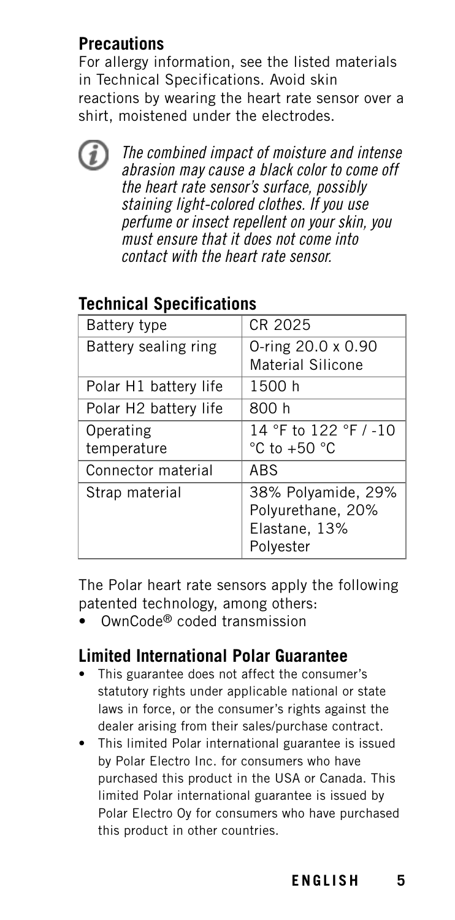## Precautions

For allergy information, see the listed materials in Technical Specifications. Avoid skin reactions by wearing the heart rate sensor over a shirt, moistened under the electrodes.

*The combined impact of moisture and intense abrasion may cause a black color to come off the heart rate sensor's surface, possibly staining light-colored clothes. If you use perfume or insect repellent on your skin, you must ensure that it does not come into contact with the heart rate sensor.*

## Technical Specifications

| | |
|---|---|
| Battery type | CR 2025 |
| Battery sealing ring | O-ring 20.0 x 0.90 Material Silicone |
| Polar H1 battery life | 1500 h |
| Polar H2 battery life | 800 h |
| Operating temperature | 14 °F to 122 °F / -10 °C to +50 °C |
| Connector material | ABS |
| Strap material | 38% Polyamide, 29% Polyurethane, 20% Elastane, 13% Polyester |

The Polar heart rate sensors apply the following patented technology, among others:

- OwnCode® coded transmission

## Limited International Polar Guarantee

- This guarantee does not affect the consumer's statutory rights under applicable national or state laws in force, or the consumer's rights against the dealer arising from their sales/purchase contract.
- This limited Polar international guarantee is issued by Polar Electro Inc. for consumers who have purchased this product in the USA or Canada. This limited Polar international guarantee is issued by Polar Electro Oy for consumers who have purchased this product in other countries.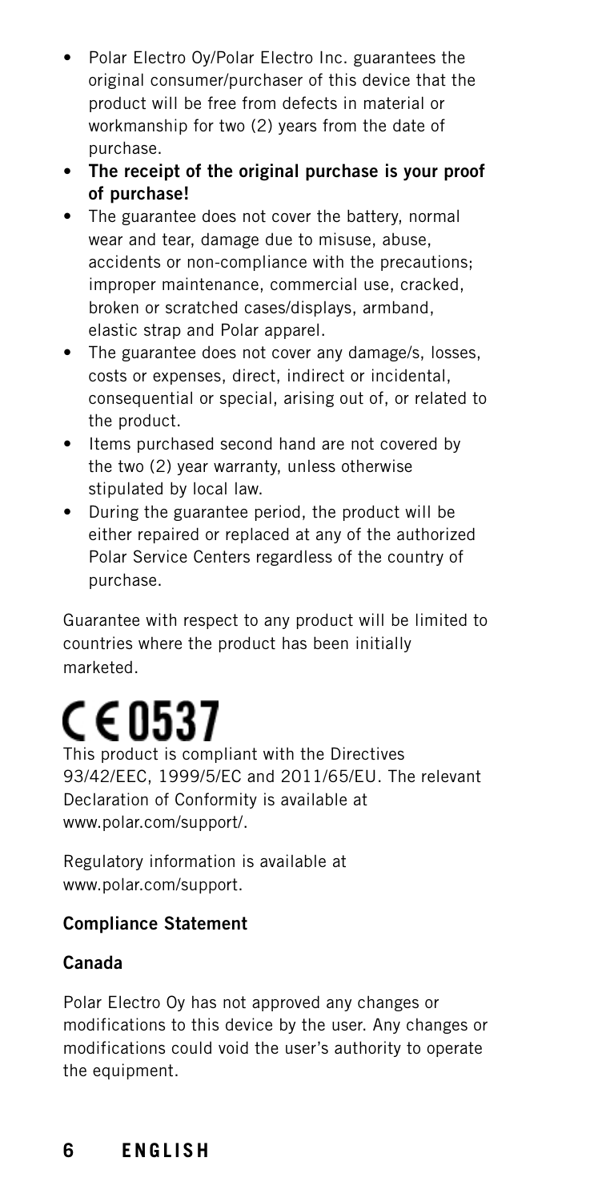- Polar Electro Oy/Polar Electro Inc. guarantees the original consumer/purchaser of this device that the product will be free from defects in material or workmanship for two (2) years from the date of purchase.
- **The receipt of the original purchase is your proof of purchase!**
- The guarantee does not cover the battery, normal wear and tear, damage due to misuse, abuse, accidents or non-compliance with the precautions; improper maintenance, commercial use, cracked, broken or scratched cases/displays, armband, elastic strap and Polar apparel.
- The guarantee does not cover any damage/s, losses, costs or expenses, direct, indirect or incidental, consequential or special, arising out of, or related to the product.
- Items purchased second hand are not covered by the two (2) year warranty, unless otherwise stipulated by local law.
- During the guarantee period, the product will be either repaired or replaced at any of the authorized Polar Service Centers regardless of the country of purchase.

Guarantee with respect to any product will be limited to countries where the product has been initially marketed.

# CE 0537

This product is compliant with the Directives 93/42/EEC, 1999/5/EC and 2011/65/EU. The relevant Declaration of Conformity is available at www.polar.com/support/.

Regulatory information is available at www.polar.com/support.

**Compliance Statement**

**Canada**

Polar Electro Oy has not approved any changes or modifications to this device by the user. Any changes or modifications could void the user's authority to operate the equipment.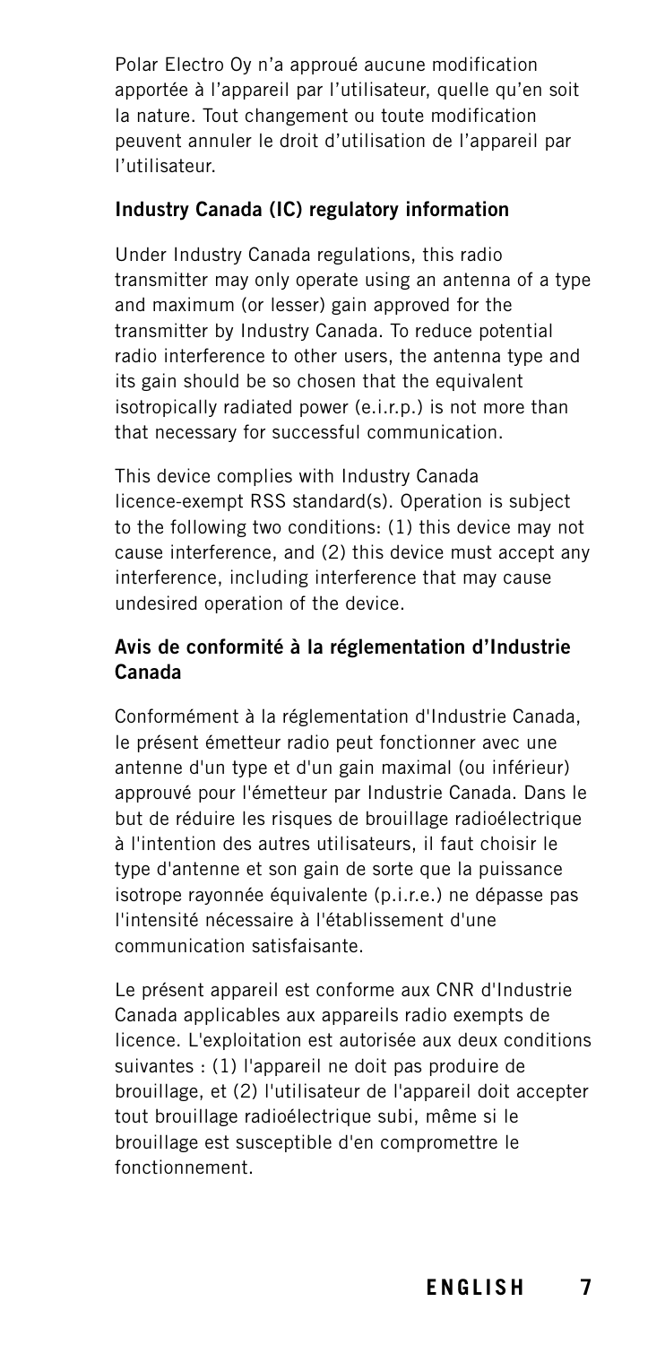Polar Electro Oy n'a approué aucune modification apportée à l'appareil par l'utilisateur, quelle qu'en soit la nature. Tout changement ou toute modification peuvent annuler le droit d'utilisation de l'appareil par l'utilisateur.

### Industry Canada (IC) regulatory information

Under Industry Canada regulations, this radio transmitter may only operate using an antenna of a type and maximum (or lesser) gain approved for the transmitter by Industry Canada. To reduce potential radio interference to other users, the antenna type and its gain should be so chosen that the equivalent isotropically radiated power (e.i.r.p.) is not more than that necessary for successful communication.

This device complies with Industry Canada licence-exempt RSS standard(s). Operation is subject to the following two conditions: (1) this device may not cause interference, and (2) this device must accept any interference, including interference that may cause undesired operation of the device.

### Avis de conformité à la réglementation d'Industrie Canada

Conformément à la réglementation d'Industrie Canada, le présent émetteur radio peut fonctionner avec une antenne d'un type et d'un gain maximal (ou inférieur) approuvé pour l'émetteur par Industrie Canada. Dans le but de réduire les risques de brouillage radioélectrique à l'intention des autres utilisateurs, il faut choisir le type d'antenne et son gain de sorte que la puissance isotrope rayonnée équivalente (p.i.r.e.) ne dépasse pas l'intensité nécessaire à l'établissement d'une communication satisfaisante.

Le présent appareil est conforme aux CNR d'Industrie Canada applicables aux appareils radio exempts de licence. L'exploitation est autorisée aux deux conditions suivantes : (1) l'appareil ne doit pas produire de brouillage, et (2) l'utilisateur de l'appareil doit accepter tout brouillage radioélectrique subi, même si le brouillage est susceptible d'en compromettre le fonctionnement.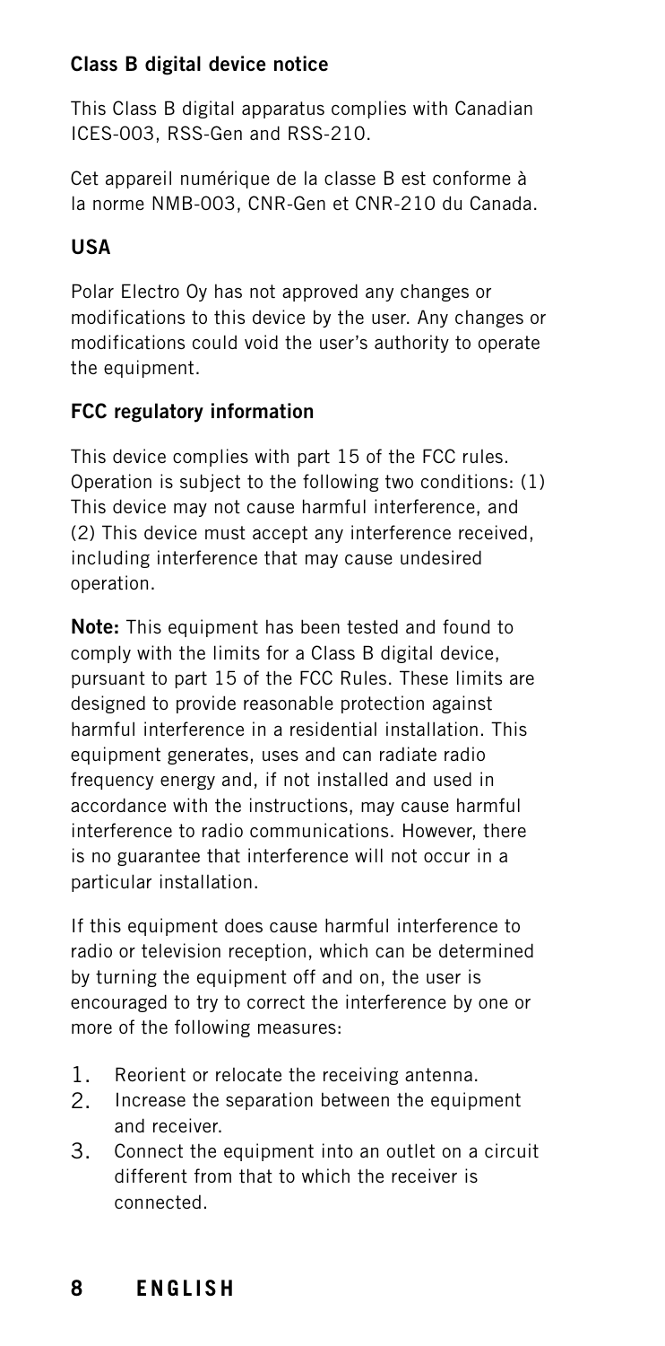### Class B digital device notice

This Class B digital apparatus complies with Canadian ICES-003, RSS-Gen and RSS-210.

Cet appareil numérique de la classe B est conforme à la norme NMB-003, CNR-Gen et CNR-210 du Canada.

### USA

Polar Electro Oy has not approved any changes or modifications to this device by the user. Any changes or modifications could void the user's authority to operate the equipment.

### FCC regulatory information

This device complies with part 15 of the FCC rules. Operation is subject to the following two conditions: (1) This device may not cause harmful interference, and (2) This device must accept any interference received, including interference that may cause undesired operation.

**Note:** This equipment has been tested and found to comply with the limits for a Class B digital device, pursuant to part 15 of the FCC Rules. These limits are designed to provide reasonable protection against harmful interference in a residential installation. This equipment generates, uses and can radiate radio frequency energy and, if not installed and used in accordance with the instructions, may cause harmful interference to radio communications. However, there is no guarantee that interference will not occur in a particular installation.

If this equipment does cause harmful interference to radio or television reception, which can be determined by turning the equipment off and on, the user is encouraged to try to correct the interference by one or more of the following measures:

1. Reorient or relocate the receiving antenna.
2. Increase the separation between the equipment and receiver.
3. Connect the equipment into an outlet on a circuit different from that to which the receiver is connected.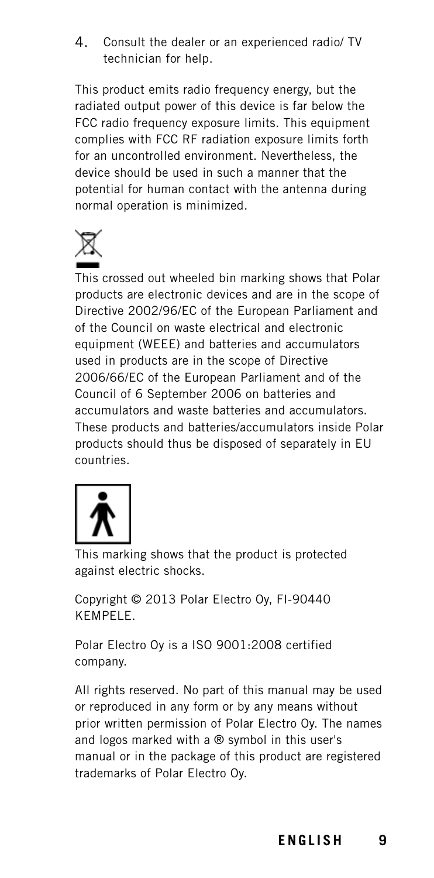4. Consult the dealer or an experienced radio/ TV technician for help.

This product emits radio frequency energy, but the radiated output power of this device is far below the FCC radio frequency exposure limits. This equipment complies with FCC RF radiation exposure limits forth for an uncontrolled environment. Nevertheless, the device should be used in such a manner that the potential for human contact with the antenna during normal operation is minimized.

This crossed out wheeled bin marking shows that Polar products are electronic devices and are in the scope of Directive 2002/96/EC of the European Parliament and of the Council on waste electrical and electronic equipment (WEEE) and batteries and accumulators used in products are in the scope of Directive 2006/66/EC of the European Parliament and of the Council of 6 September 2006 on batteries and accumulators and waste batteries and accumulators. These products and batteries/accumulators inside Polar products should thus be disposed of separately in EU countries.

This marking shows that the product is protected against electric shocks.

Copyright © 2013 Polar Electro Oy, FI-90440 KEMPELE.

Polar Electro Oy is a ISO 9001:2008 certified company.

All rights reserved. No part of this manual may be used or reproduced in any form or by any means without prior written permission of Polar Electro Oy. The names and logos marked with a ® symbol in this user's manual or in the package of this product are registered trademarks of Polar Electro Oy.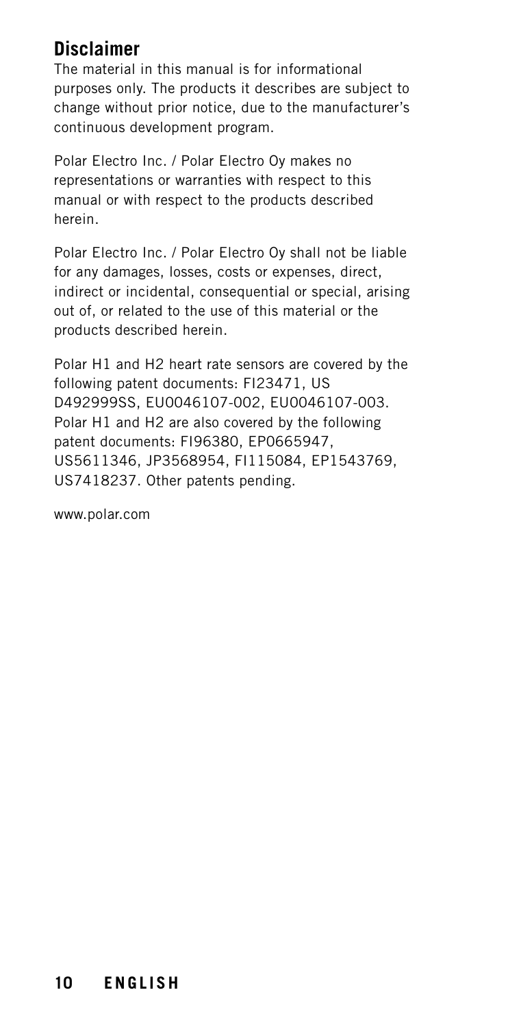## Disclaimer

The material in this manual is for informational purposes only. The products it describes are subject to change without prior notice, due to the manufacturer's continuous development program.

Polar Electro Inc. / Polar Electro Oy makes no representations or warranties with respect to this manual or with respect to the products described herein.

Polar Electro Inc. / Polar Electro Oy shall not be liable for any damages, losses, costs or expenses, direct, indirect or incidental, consequential or special, arising out of, or related to the use of this material or the products described herein.

Polar H1 and H2 heart rate sensors are covered by the following patent documents: FI23471, US D492999SS, EU0046107-002, EU0046107-003. Polar H1 and H2 are also covered by the following patent documents: FI96380, EP0665947, US5611346, JP3568954, FI115084, EP1543769, US7418237. Other patents pending.

www.polar.com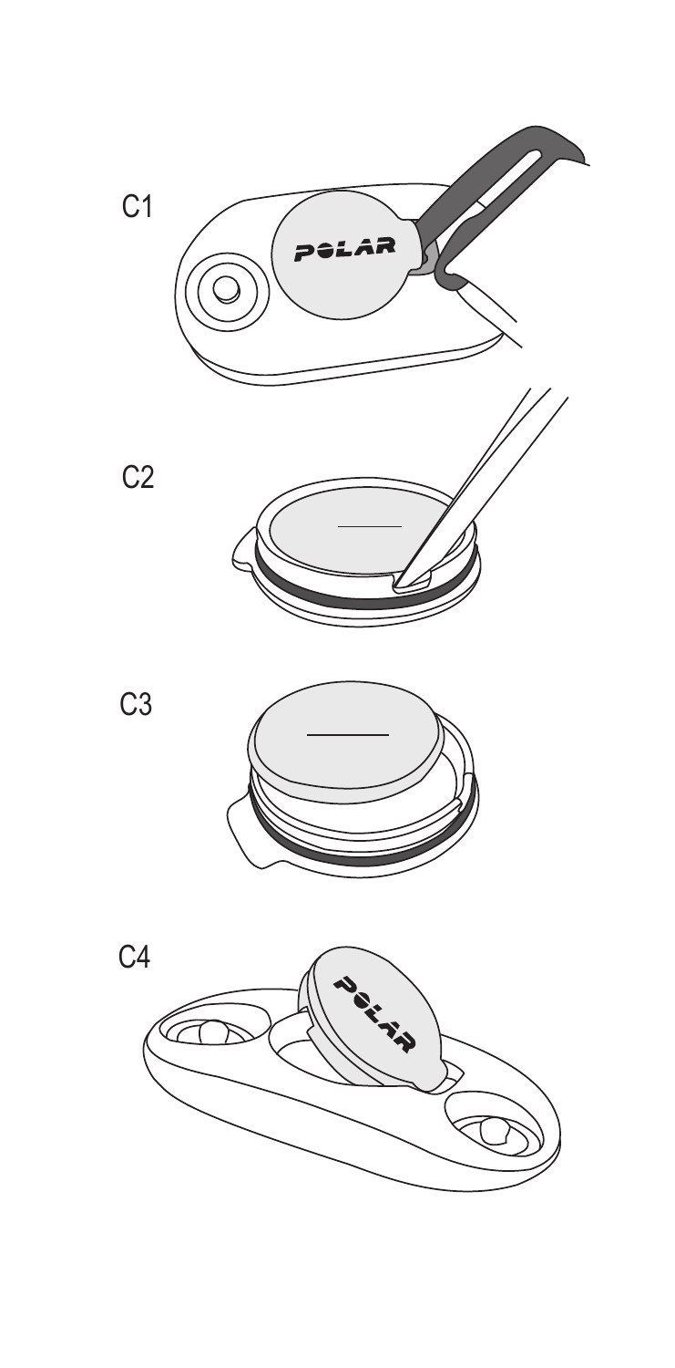C1

C2

C3

C4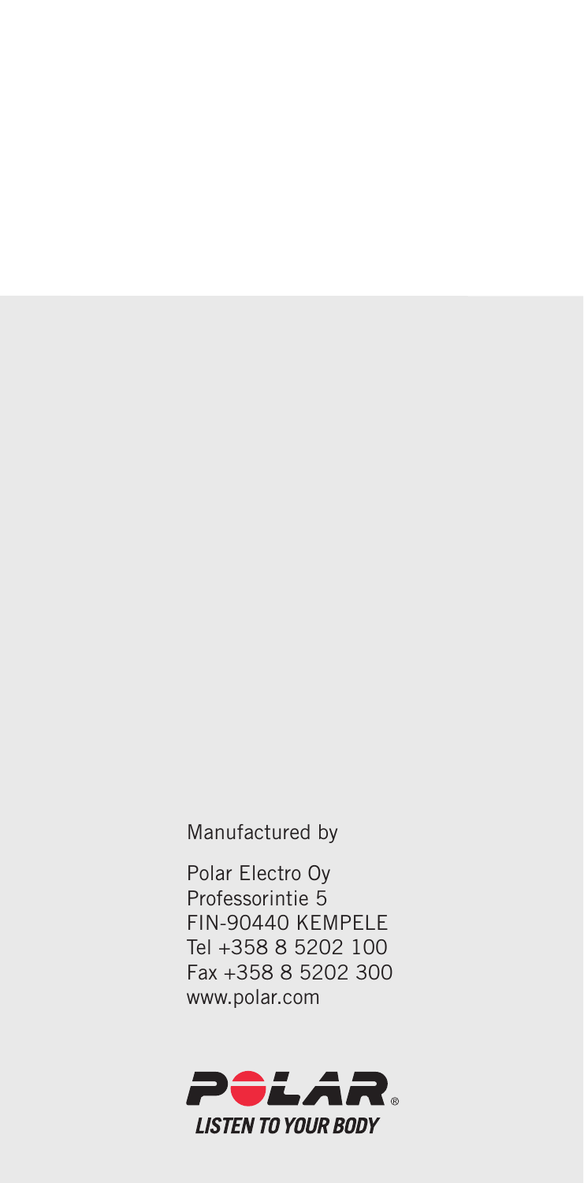Manufactured by

Polar Electro Oy
Professorintie 5
FIN-90440 KEMPELE
Tel +358 8 5202 100
Fax +358 8 5202 300
www.polar.com

POLAR®
LISTEN TO YOUR BODY